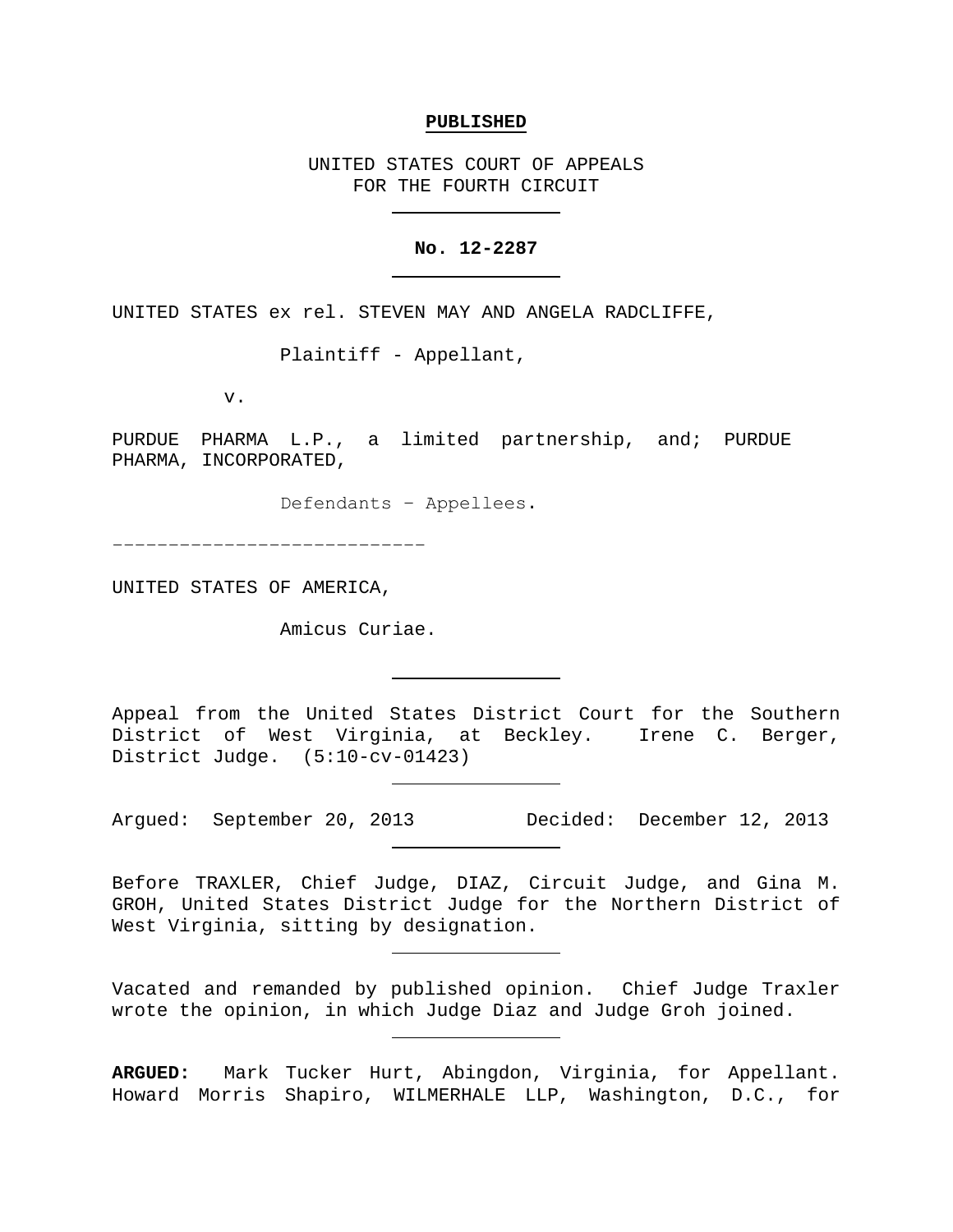**PUBLISHED**

UNITED STATES COURT OF APPEALS
FOR THE FOURTH CIRCUIT

---

**No. 12-2287**

---

UNITED STATES ex rel. STEVEN MAY AND ANGELA RADCLIFFE,

Plaintiff - Appellant,

v.

PURDUE PHARMA L.P., a limited partnership, and; PURDUE PHARMA, INCORPORATED,

Defendants – Appellees.

----------------------------

UNITED STATES OF AMERICA,

Amicus Curiae.

---

Appeal from the United States District Court for the Southern District of West Virginia, at Beckley. Irene C. Berger, District Judge. (5:10-cv-01423)

---

Argued: September 20, 2013 Decided: December 12, 2013

---

Before TRAXLER, Chief Judge, DIAZ, Circuit Judge, and Gina M. GROH, United States District Judge for the Northern District of West Virginia, sitting by designation.

---

Vacated and remanded by published opinion. Chief Judge Traxler wrote the opinion, in which Judge Diaz and Judge Groh joined.

---

**ARGUED:** Mark Tucker Hurt, Abingdon, Virginia, for Appellant. Howard Morris Shapiro, WILMERHALE LLP, Washington, D.C., for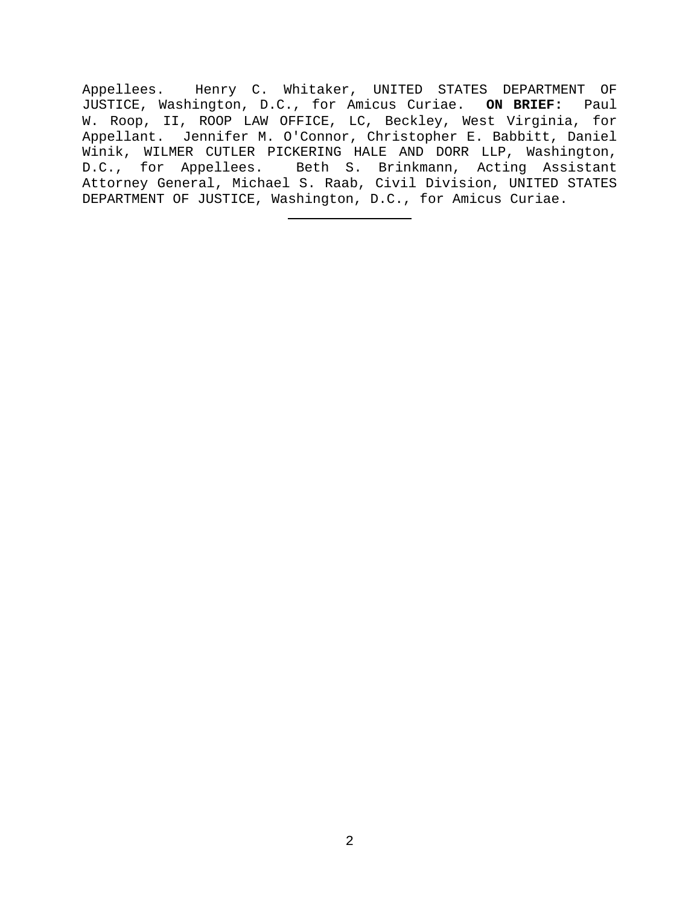Appellees. Henry C. Whitaker, UNITED STATES DEPARTMENT OF JUSTICE, Washington, D.C., for Amicus Curiae. **ON BRIEF:** Paul W. Roop, II, ROOP LAW OFFICE, LC, Beckley, West Virginia, for Appellant. Jennifer M. O'Connor, Christopher E. Babbitt, Daniel Winik, WILMER CUTLER PICKERING HALE AND DORR LLP, Washington, D.C., for Appellees. Beth S. Brinkmann, Acting Assistant Attorney General, Michael S. Raab, Civil Division, UNITED STATES DEPARTMENT OF JUSTICE, Washington, D.C., for Amicus Curiae.

---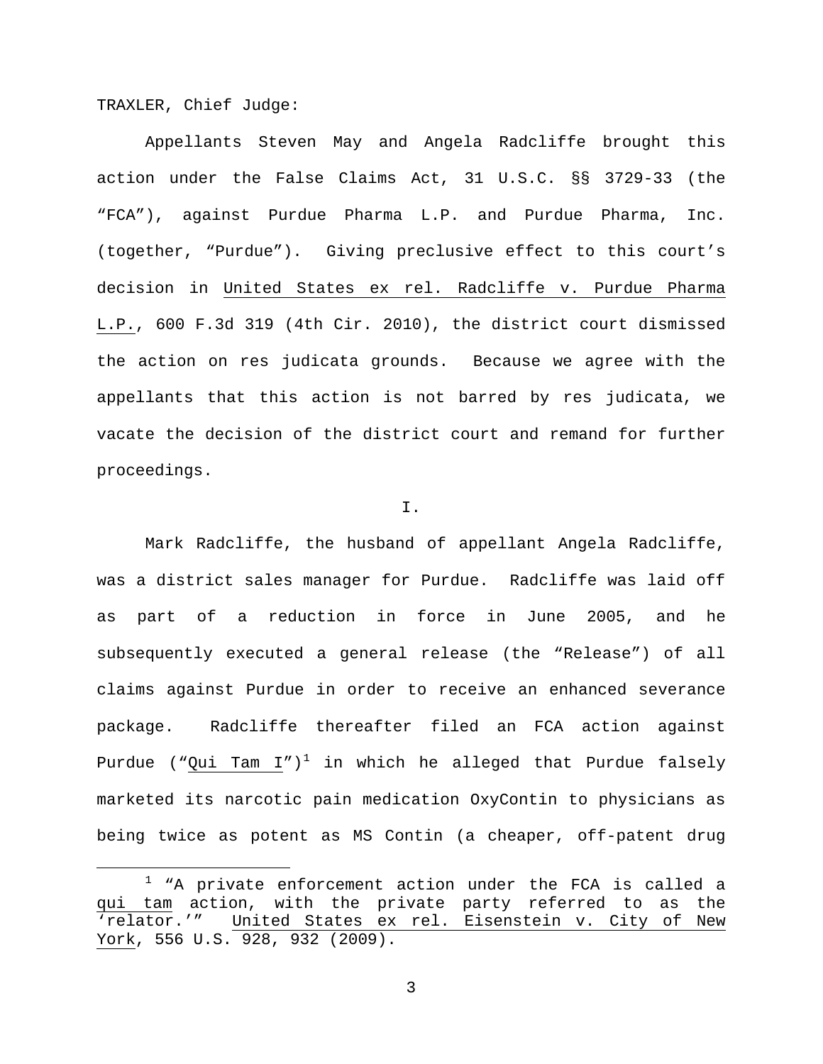TRAXLER, Chief Judge:

Appellants Steven May and Angela Radcliffe brought this action under the False Claims Act, 31 U.S.C. §§ 3729-33 (the "FCA"), against Purdue Pharma L.P. and Purdue Pharma, Inc. (together, "Purdue"). Giving preclusive effect to this court's decision in United States ex rel. Radcliffe v. Purdue Pharma L.P., 600 F.3d 319 (4th Cir. 2010), the district court dismissed the action on res judicata grounds. Because we agree with the appellants that this action is not barred by res judicata, we vacate the decision of the district court and remand for further proceedings.

I.

Mark Radcliffe, the husband of appellant Angela Radcliffe, was a district sales manager for Purdue. Radcliffe was laid off as part of a reduction in force in June 2005, and he subsequently executed a general release (the "Release") of all claims against Purdue in order to receive an enhanced severance package. Radcliffe thereafter filed an FCA action against Purdue ("Qui Tam I")[1] in which he alleged that Purdue falsely marketed its narcotic pain medication OxyContin to physicians as being twice as potent as MS Contin (a cheaper, off-patent drug

[1] "A private enforcement action under the FCA is called a qui tam action, with the private party referred to as the 'relator.'" United States ex rel. Eisenstein v. City of New York, 556 U.S. 928, 932 (2009).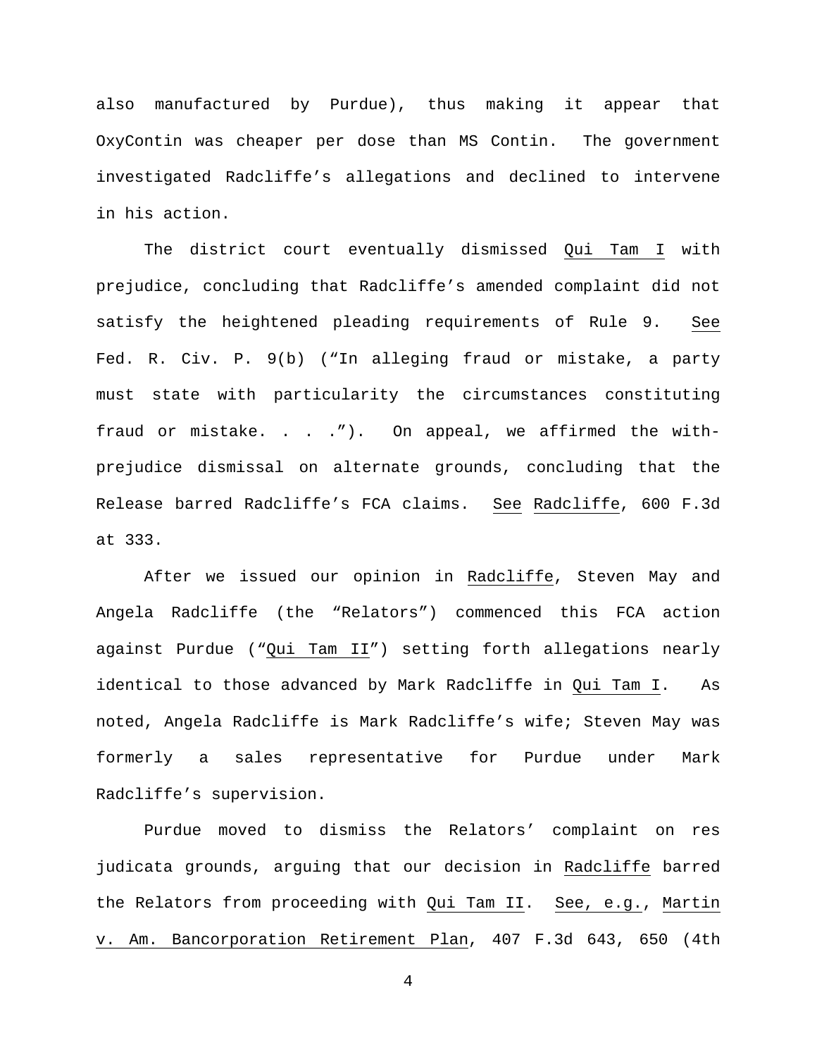also manufactured by Purdue), thus making it appear that OxyContin was cheaper per dose than MS Contin. The government investigated Radcliffe's allegations and declined to intervene in his action.

The district court eventually dismissed Qui Tam I with prejudice, concluding that Radcliffe's amended complaint did not satisfy the heightened pleading requirements of Rule 9. See Fed. R. Civ. P. 9(b) ("In alleging fraud or mistake, a party must state with particularity the circumstances constituting fraud or mistake. . . ."). On appeal, we affirmed the with-prejudice dismissal on alternate grounds, concluding that the Release barred Radcliffe's FCA claims. See Radcliffe, 600 F.3d at 333.

After we issued our opinion in Radcliffe, Steven May and Angela Radcliffe (the "Relators") commenced this FCA action against Purdue ("Qui Tam II") setting forth allegations nearly identical to those advanced by Mark Radcliffe in Qui Tam I. As noted, Angela Radcliffe is Mark Radcliffe's wife; Steven May was formerly a sales representative for Purdue under Mark Radcliffe's supervision.

Purdue moved to dismiss the Relators' complaint on res judicata grounds, arguing that our decision in Radcliffe barred the Relators from proceeding with Qui Tam II. See, e.g., Martin v. Am. Bancorporation Retirement Plan, 407 F.3d 643, 650 (4th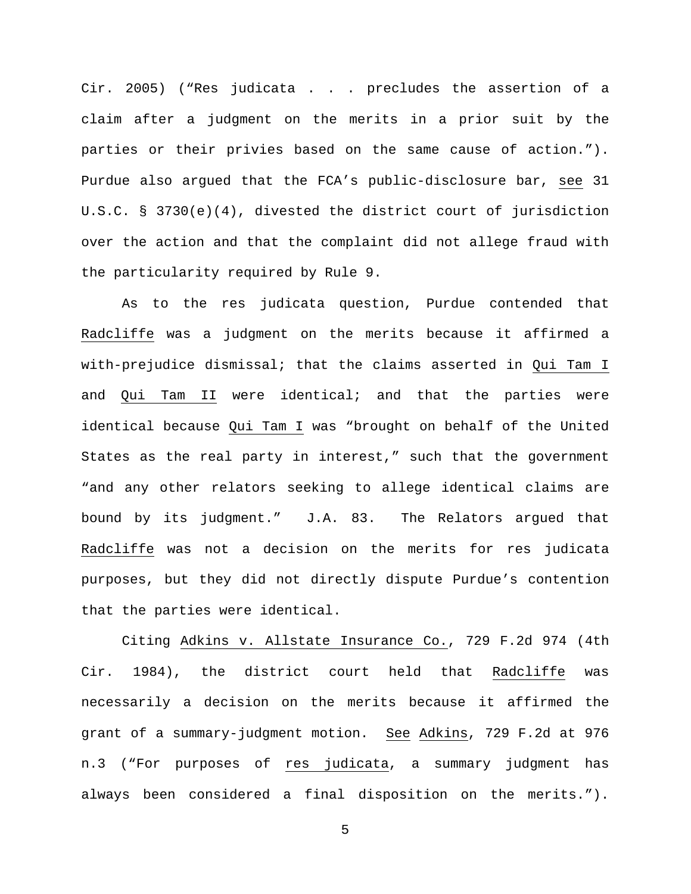Cir. 2005) ("Res judicata . . . precludes the assertion of a claim after a judgment on the merits in a prior suit by the parties or their privies based on the same cause of action."). Purdue also argued that the FCA's public-disclosure bar, see 31 U.S.C. § 3730(e)(4), divested the district court of jurisdiction over the action and that the complaint did not allege fraud with the particularity required by Rule 9.

As to the res judicata question, Purdue contended that Radcliffe was a judgment on the merits because it affirmed a with-prejudice dismissal; that the claims asserted in Qui Tam I and Qui Tam II were identical; and that the parties were identical because Qui Tam I was "brought on behalf of the United States as the real party in interest," such that the government "and any other relators seeking to allege identical claims are bound by its judgment." J.A. 83. The Relators argued that Radcliffe was not a decision on the merits for res judicata purposes, but they did not directly dispute Purdue's contention that the parties were identical.

Citing Adkins v. Allstate Insurance Co., 729 F.2d 974 (4th Cir. 1984), the district court held that Radcliffe was necessarily a decision on the merits because it affirmed the grant of a summary-judgment motion. See Adkins, 729 F.2d at 976 n.3 ("For purposes of res judicata, a summary judgment has always been considered a final disposition on the merits.").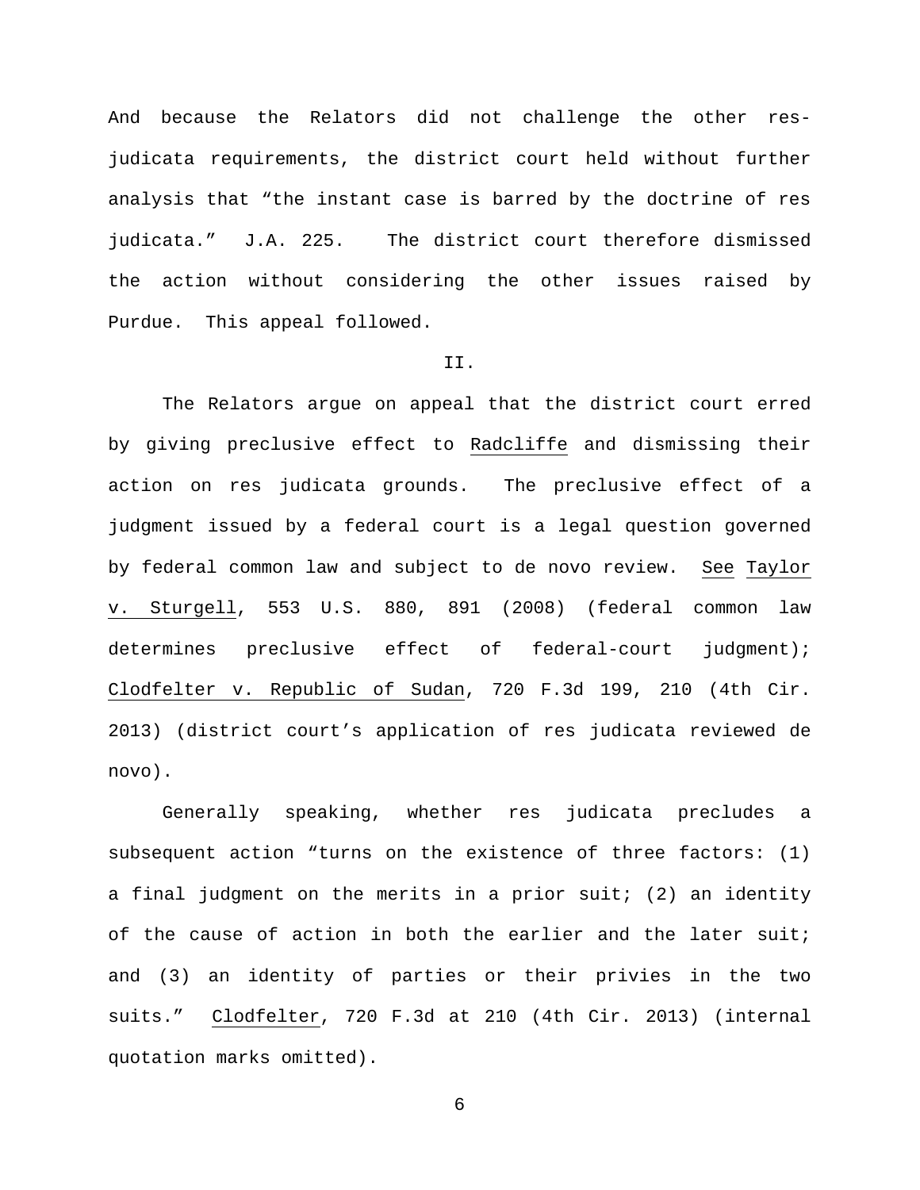And because the Relators did not challenge the other res-judicata requirements, the district court held without further analysis that "the instant case is barred by the doctrine of res judicata." J.A. 225. The district court therefore dismissed the action without considering the other issues raised by Purdue. This appeal followed.

## II.

The Relators argue on appeal that the district court erred by giving preclusive effect to Radcliffe and dismissing their action on res judicata grounds. The preclusive effect of a judgment issued by a federal court is a legal question governed by federal common law and subject to de novo review. See Taylor v. Sturgell, 553 U.S. 880, 891 (2008) (federal common law determines preclusive effect of federal-court judgment); Clodfelter v. Republic of Sudan, 720 F.3d 199, 210 (4th Cir. 2013) (district court's application of res judicata reviewed de novo).

Generally speaking, whether res judicata precludes a subsequent action "turns on the existence of three factors: (1) a final judgment on the merits in a prior suit; (2) an identity of the cause of action in both the earlier and the later suit; and (3) an identity of parties or their privies in the two suits." Clodfelter, 720 F.3d at 210 (4th Cir. 2013) (internal quotation marks omitted).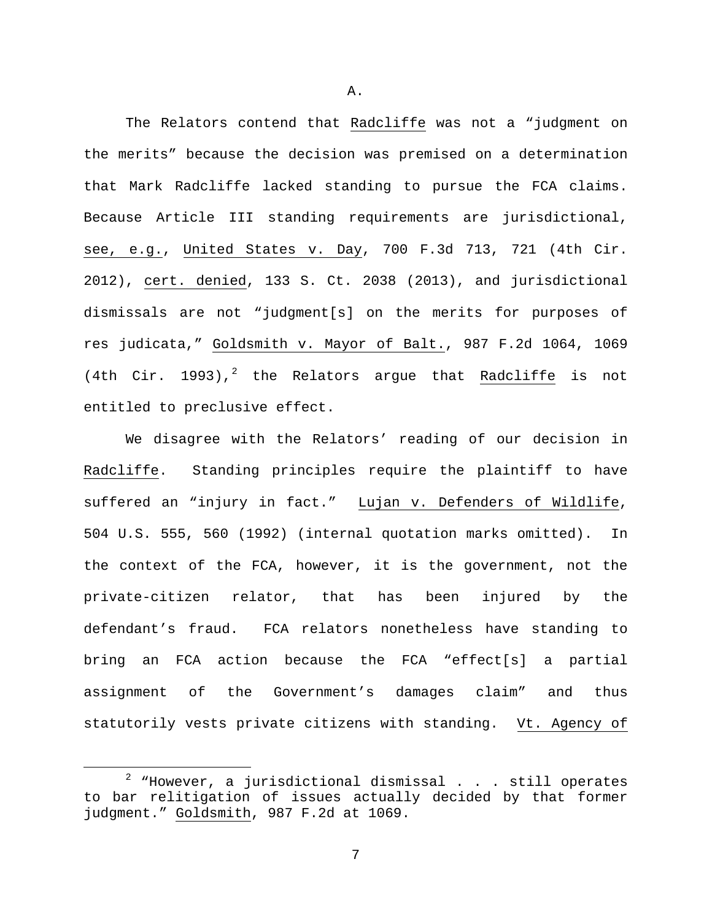A.

The Relators contend that Radcliffe was not a "judgment on the merits" because the decision was premised on a determination that Mark Radcliffe lacked standing to pursue the FCA claims. Because Article III standing requirements are jurisdictional, see, e.g., United States v. Day, 700 F.3d 713, 721 (4th Cir. 2012), cert. denied, 133 S. Ct. 2038 (2013), and jurisdictional dismissals are not "judgment[s] on the merits for purposes of res judicata," Goldsmith v. Mayor of Balt., 987 F.2d 1064, 1069 (4th Cir. 1993),[2] the Relators argue that Radcliffe is not entitled to preclusive effect.

We disagree with the Relators' reading of our decision in Radcliffe. Standing principles require the plaintiff to have suffered an "injury in fact." Lujan v. Defenders of Wildlife, 504 U.S. 555, 560 (1992) (internal quotation marks omitted). In the context of the FCA, however, it is the government, not the private-citizen relator, that has been injured by the defendant's fraud. FCA relators nonetheless have standing to bring an FCA action because the FCA "effect[s] a partial assignment of the Government's damages claim" and thus statutorily vests private citizens with standing. Vt. Agency of

[2] "However, a jurisdictional dismissal . . . still operates to bar relitigation of issues actually decided by that former judgment." Goldsmith, 987 F.2d at 1069.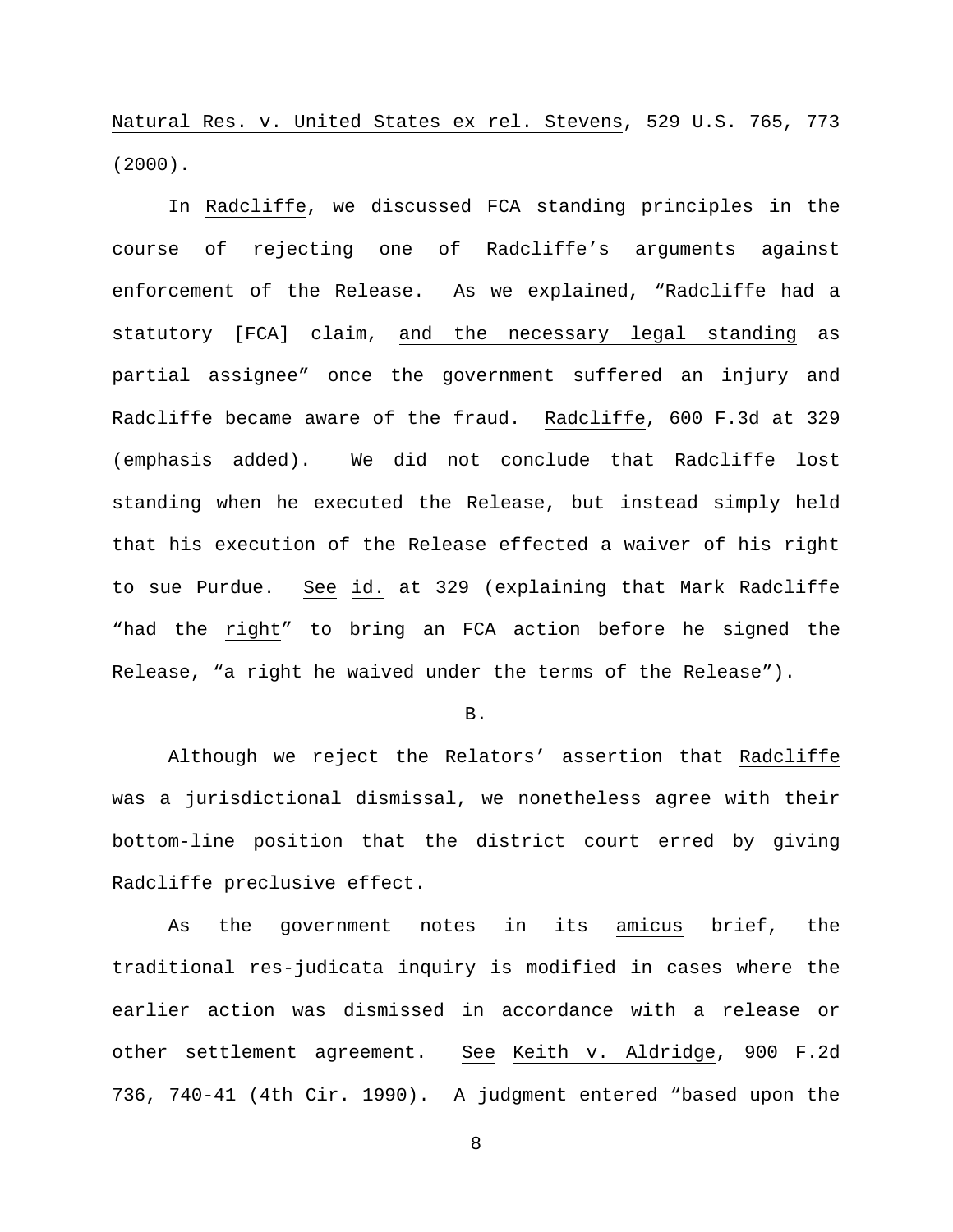Natural Res. v. United States ex rel. Stevens, 529 U.S. 765, 773 (2000).

In Radcliffe, we discussed FCA standing principles in the course of rejecting one of Radcliffe's arguments against enforcement of the Release. As we explained, "Radcliffe had a statutory [FCA] claim, and the necessary legal standing as partial assignee" once the government suffered an injury and Radcliffe became aware of the fraud. Radcliffe, 600 F.3d at 329 (emphasis added). We did not conclude that Radcliffe lost standing when he executed the Release, but instead simply held that his execution of the Release effected a waiver of his right to sue Purdue. See id. at 329 (explaining that Mark Radcliffe "had the right" to bring an FCA action before he signed the Release, "a right he waived under the terms of the Release").

B.

Although we reject the Relators' assertion that Radcliffe was a jurisdictional dismissal, we nonetheless agree with their bottom-line position that the district court erred by giving Radcliffe preclusive effect.

As the government notes in its amicus brief, the traditional res-judicata inquiry is modified in cases where the earlier action was dismissed in accordance with a release or other settlement agreement. See Keith v. Aldridge, 900 F.2d 736, 740-41 (4th Cir. 1990). A judgment entered "based upon the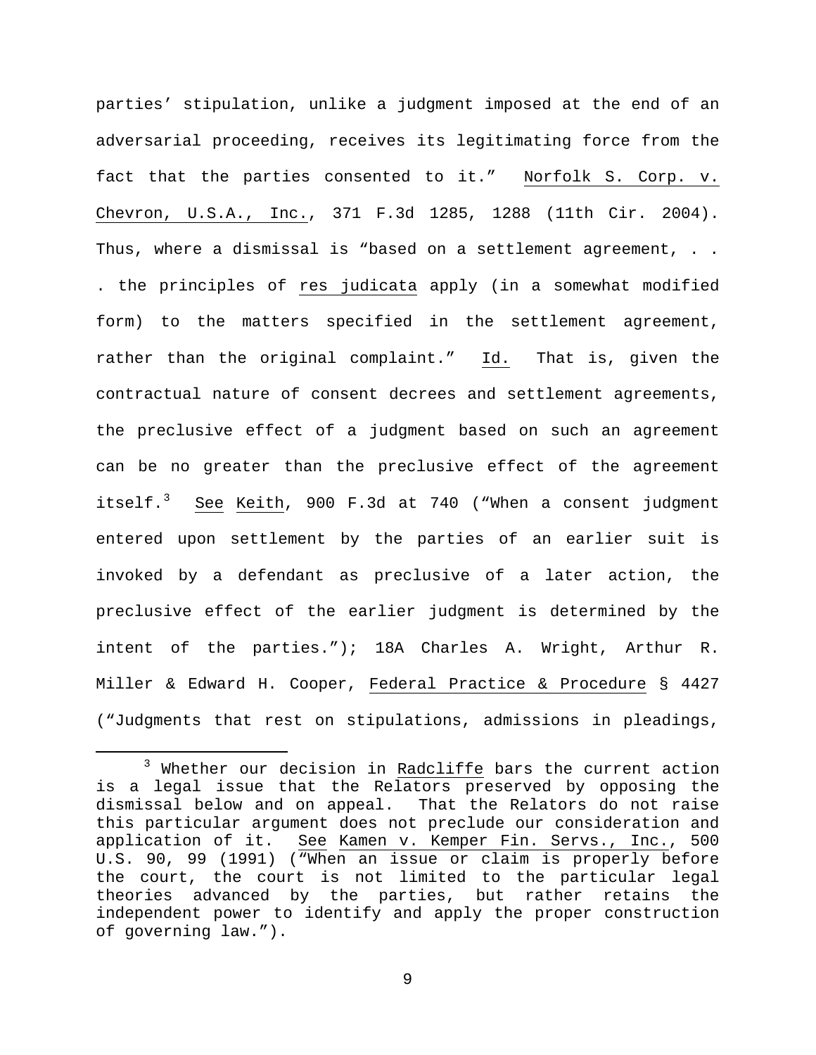parties' stipulation, unlike a judgment imposed at the end of an adversarial proceeding, receives its legitimating force from the fact that the parties consented to it." Norfolk S. Corp. v. Chevron, U.S.A., Inc., 371 F.3d 1285, 1288 (11th Cir. 2004). Thus, where a dismissal is "based on a settlement agreement, . . . the principles of res judicata apply (in a somewhat modified form) to the matters specified in the settlement agreement, rather than the original complaint." Id. That is, given the contractual nature of consent decrees and settlement agreements, the preclusive effect of a judgment based on such an agreement can be no greater than the preclusive effect of the agreement itself.[3] See Keith, 900 F.3d at 740 ("When a consent judgment entered upon settlement by the parties of an earlier suit is invoked by a defendant as preclusive of a later action, the preclusive effect of the earlier judgment is determined by the intent of the parties."); 18A Charles A. Wright, Arthur R. Miller & Edward H. Cooper, Federal Practice & Procedure § 4427 ("Judgments that rest on stipulations, admissions in pleadings,

---

[3] Whether our decision in Radcliffe bars the current action is a legal issue that the Relators preserved by opposing the dismissal below and on appeal. That the Relators do not raise this particular argument does not preclude our consideration and application of it. See Kamen v. Kemper Fin. Servs., Inc., 500 U.S. 90, 99 (1991) ("When an issue or claim is properly before the court, the court is not limited to the particular legal theories advanced by the parties, but rather retains the independent power to identify and apply the proper construction of governing law.").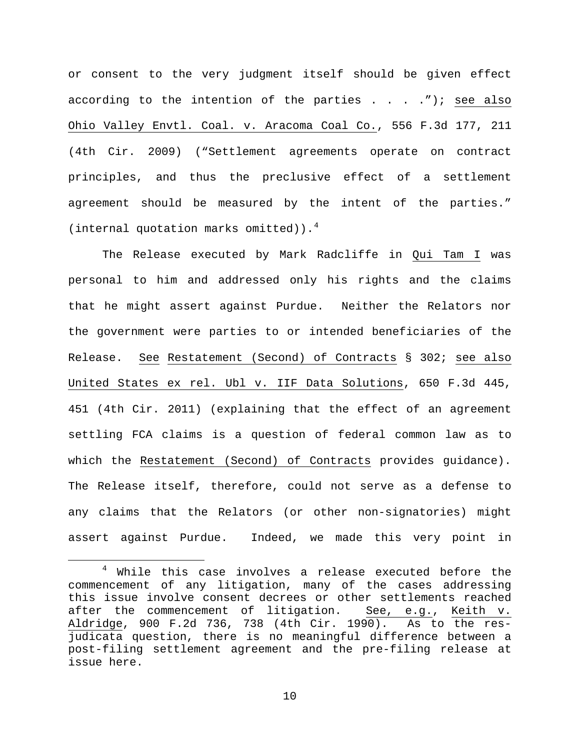or consent to the very judgment itself should be given effect according to the intention of the parties . . . ."); see also Ohio Valley Envtl. Coal. v. Aracoma Coal Co., 556 F.3d 177, 211 (4th Cir. 2009) ("Settlement agreements operate on contract principles, and thus the preclusive effect of a settlement agreement should be measured by the intent of the parties." (internal quotation marks omitted)).[4]

The Release executed by Mark Radcliffe in Qui Tam I was personal to him and addressed only his rights and the claims that he might assert against Purdue. Neither the Relators nor the government were parties to or intended beneficiaries of the Release. See Restatement (Second) of Contracts § 302; see also United States ex rel. Ubl v. IIF Data Solutions, 650 F.3d 445, 451 (4th Cir. 2011) (explaining that the effect of an agreement settling FCA claims is a question of federal common law as to which the Restatement (Second) of Contracts provides guidance). The Release itself, therefore, could not serve as a defense to any claims that the Relators (or other non-signatories) might assert against Purdue. Indeed, we made this very point in

---

[4] While this case involves a release executed before the commencement of any litigation, many of the cases addressing this issue involve consent decrees or other settlements reached after the commencement of litigation. See, e.g., Keith v. Aldridge, 900 F.2d 736, 738 (4th Cir. 1990). As to the res-judicata question, there is no meaningful difference between a post-filing settlement agreement and the pre-filing release at issue here.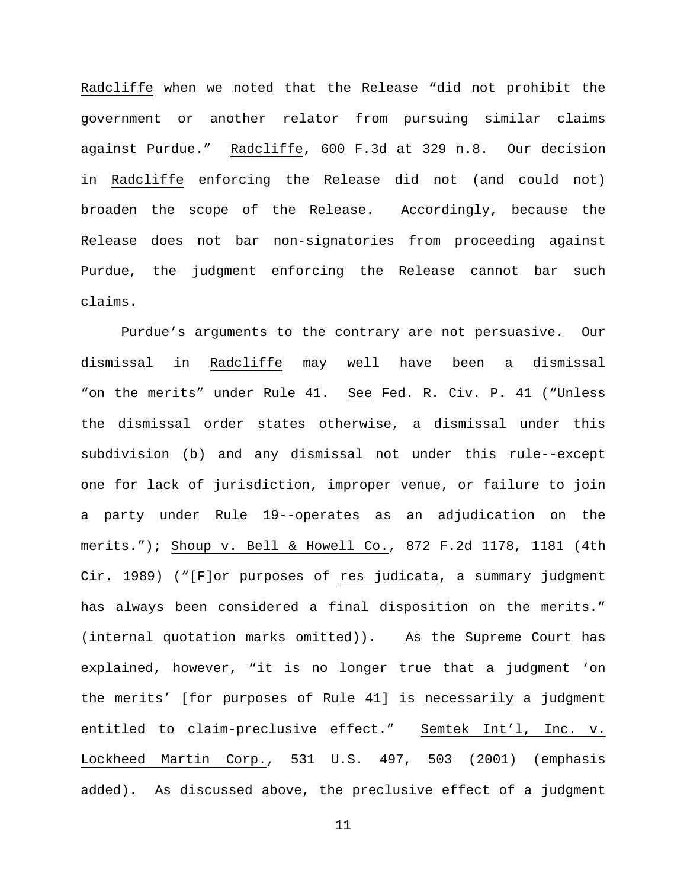Radcliffe when we noted that the Release "did not prohibit the government or another relator from pursuing similar claims against Purdue." Radcliffe, 600 F.3d at 329 n.8. Our decision in Radcliffe enforcing the Release did not (and could not) broaden the scope of the Release. Accordingly, because the Release does not bar non-signatories from proceeding against Purdue, the judgment enforcing the Release cannot bar such claims.

Purdue's arguments to the contrary are not persuasive. Our dismissal in Radcliffe may well have been a dismissal "on the merits" under Rule 41. See Fed. R. Civ. P. 41 ("Unless the dismissal order states otherwise, a dismissal under this subdivision (b) and any dismissal not under this rule--except one for lack of jurisdiction, improper venue, or failure to join a party under Rule 19--operates as an adjudication on the merits."); Shoup v. Bell & Howell Co., 872 F.2d 1178, 1181 (4th Cir. 1989) ("[F]or purposes of res judicata, a summary judgment has always been considered a final disposition on the merits." (internal quotation marks omitted)). As the Supreme Court has explained, however, "it is no longer true that a judgment 'on the merits' [for purposes of Rule 41] is necessarily a judgment entitled to claim-preclusive effect." Semtek Int'l, Inc. v. Lockheed Martin Corp., 531 U.S. 497, 503 (2001) (emphasis added). As discussed above, the preclusive effect of a judgment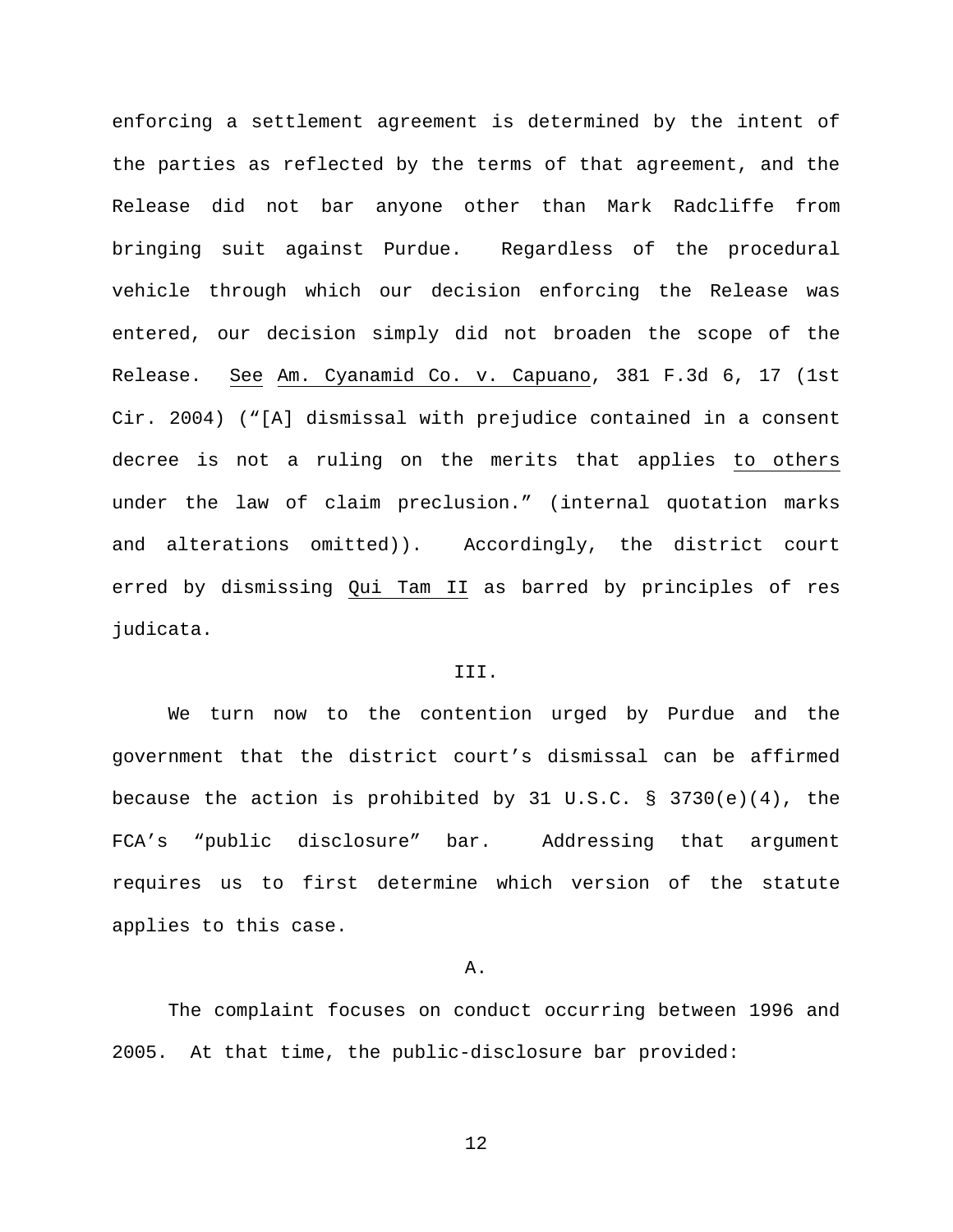enforcing a settlement agreement is determined by the intent of the parties as reflected by the terms of that agreement, and the Release did not bar anyone other than Mark Radcliffe from bringing suit against Purdue. Regardless of the procedural vehicle through which our decision enforcing the Release was entered, our decision simply did not broaden the scope of the Release. _See_ _Am. Cyanamid Co. v. Capuano_, 381 F.3d 6, 17 (1st Cir. 2004) ("[A] dismissal with prejudice contained in a consent decree is not a ruling on the merits that applies _to others_ under the law of claim preclusion." (internal quotation marks and alterations omitted)). Accordingly, the district court erred by dismissing _Qui Tam II_ as barred by principles of res judicata.

## III.

We turn now to the contention urged by Purdue and the government that the district court's dismissal can be affirmed because the action is prohibited by 31 U.S.C. § 3730(e)(4), the FCA's "public disclosure" bar. Addressing that argument requires us to first determine which version of the statute applies to this case.

### A.

The complaint focuses on conduct occurring between 1996 and 2005. At that time, the public-disclosure bar provided: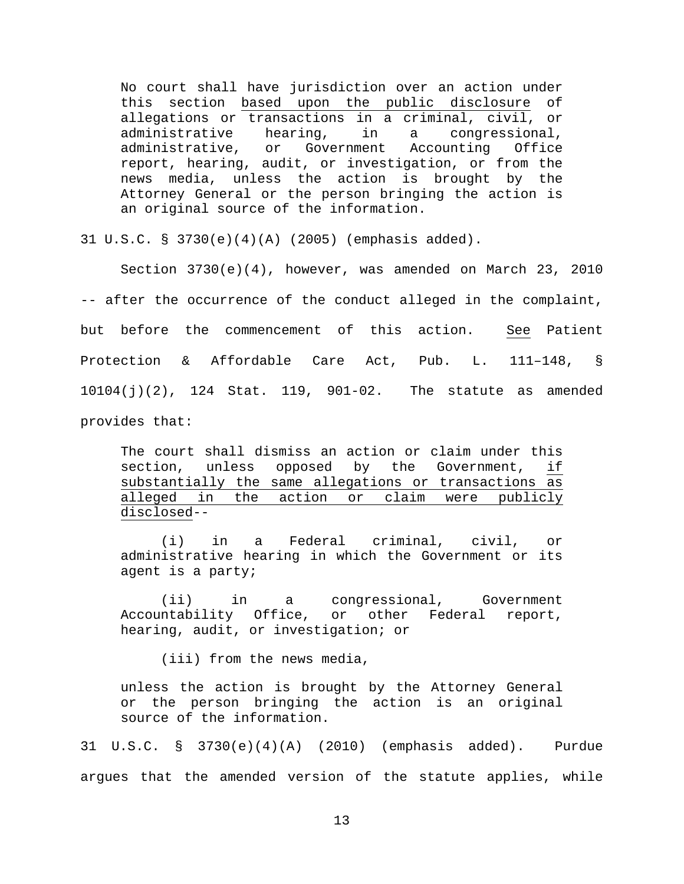> No court shall have jurisdiction over an action under this section <u>based upon the public disclosure</u> of allegations or transactions in a criminal, civil, or administrative hearing, in a congressional, administrative, or Government Accounting Office report, hearing, audit, or investigation, or from the news media, unless the action is brought by the Attorney General or the person bringing the action is an original source of the information.

31 U.S.C. § 3730(e)(4)(A) (2005) (emphasis added).

Section 3730(e)(4), however, was amended on March 23, 2010 -- after the occurrence of the conduct alleged in the complaint, but before the commencement of this action. See Patient Protection & Affordable Care Act, Pub. L. 111–148, § 10104(j)(2), 124 Stat. 119, 901-02. The statute as amended provides that:

> The court shall dismiss an action or claim under this section, unless opposed by the Government, <u>if substantially the same allegations or transactions as alleged in the action or claim were publicly disclosed</u>--
>
> (i) in a Federal criminal, civil, or administrative hearing in which the Government or its agent is a party;
>
> (ii) in a congressional, Government Accountability Office, or other Federal report, hearing, audit, or investigation; or
>
> (iii) from the news media,
>
> unless the action is brought by the Attorney General or the person bringing the action is an original source of the information.

31 U.S.C. § 3730(e)(4)(A) (2010) (emphasis added). Purdue argues that the amended version of the statute applies, while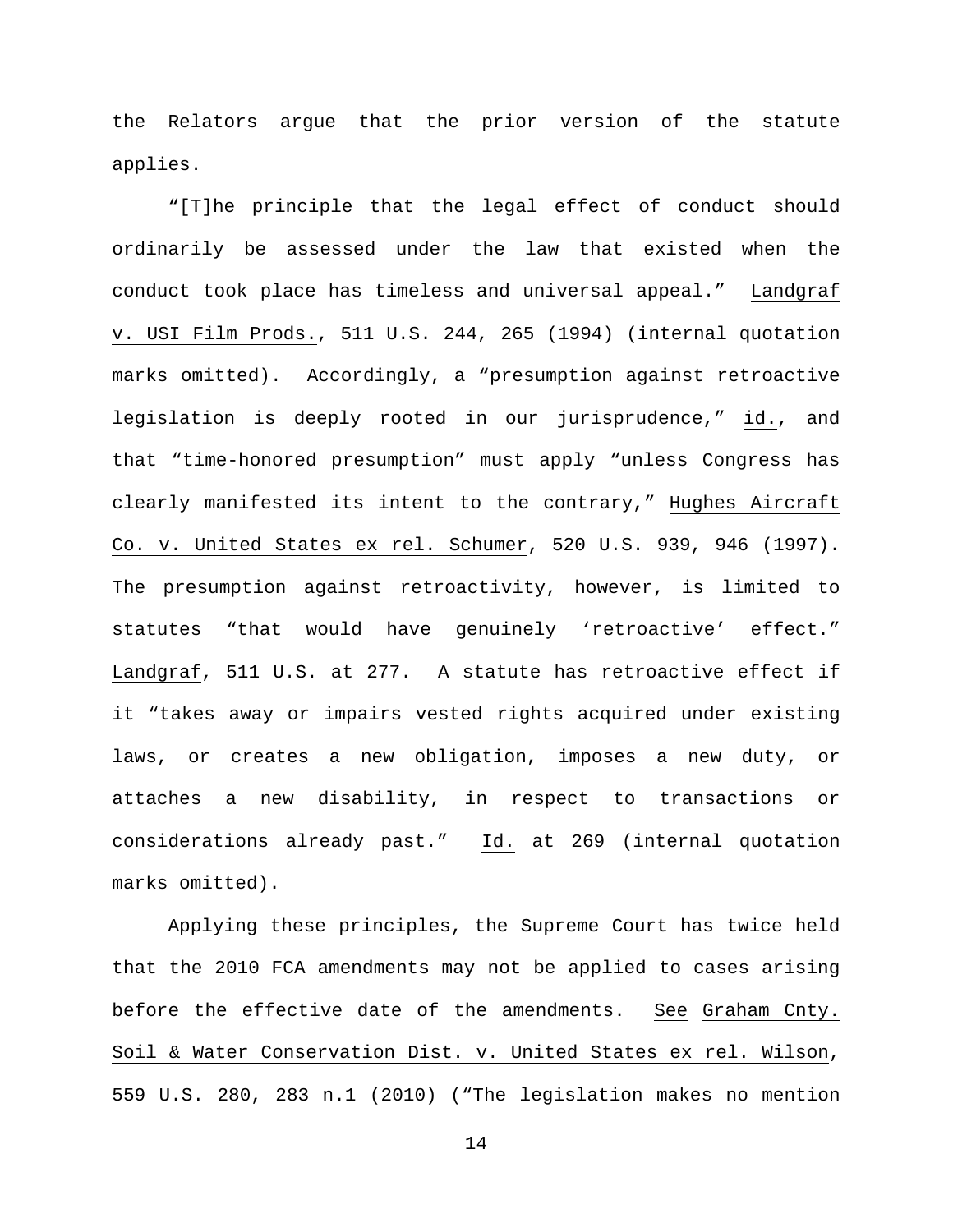the Relators argue that the prior version of the statute applies.

"[T]he principle that the legal effect of conduct should ordinarily be assessed under the law that existed when the conduct took place has timeless and universal appeal." Landgraf v. USI Film Prods., 511 U.S. 244, 265 (1994) (internal quotation marks omitted). Accordingly, a "presumption against retroactive legislation is deeply rooted in our jurisprudence," id., and that "time-honored presumption" must apply "unless Congress has clearly manifested its intent to the contrary," Hughes Aircraft Co. v. United States ex rel. Schumer, 520 U.S. 939, 946 (1997). The presumption against retroactivity, however, is limited to statutes "that would have genuinely 'retroactive' effect." Landgraf, 511 U.S. at 277. A statute has retroactive effect if it "takes away or impairs vested rights acquired under existing laws, or creates a new obligation, imposes a new duty, or attaches a new disability, in respect to transactions or considerations already past." Id. at 269 (internal quotation marks omitted).

Applying these principles, the Supreme Court has twice held that the 2010 FCA amendments may not be applied to cases arising before the effective date of the amendments. See Graham Cnty. Soil & Water Conservation Dist. v. United States ex rel. Wilson, 559 U.S. 280, 283 n.1 (2010) ("The legislation makes no mention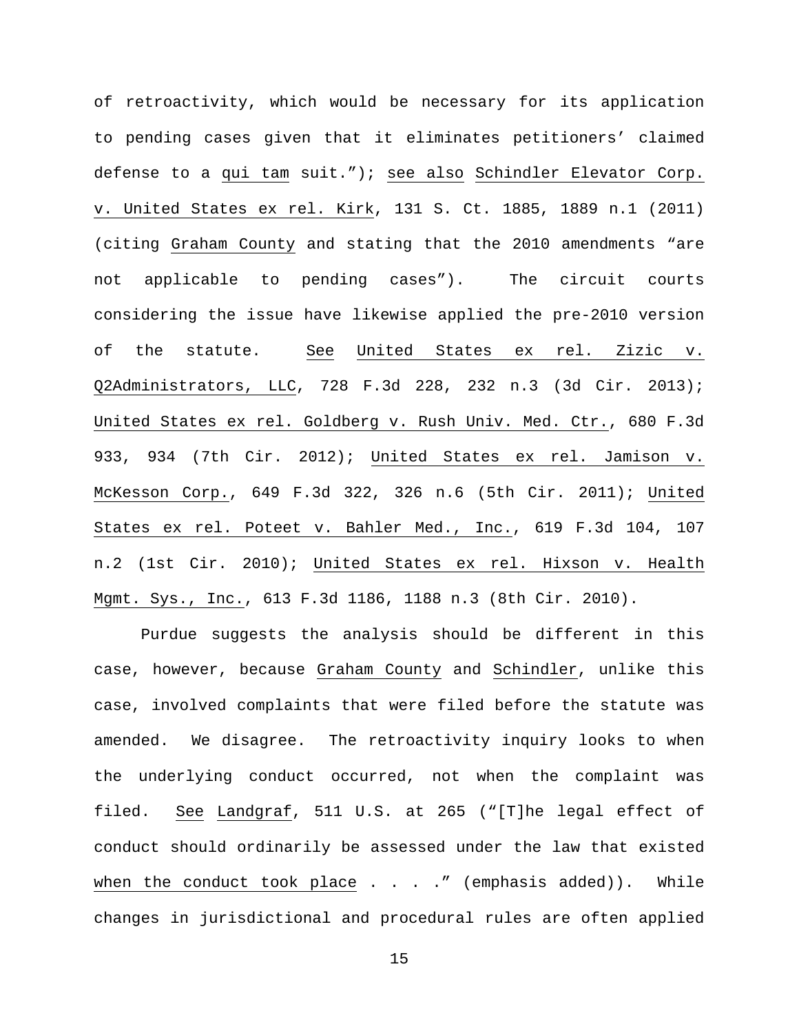of retroactivity, which would be necessary for its application to pending cases given that it eliminates petitioners' claimed defense to a qui tam suit."); see also Schindler Elevator Corp. v. United States ex rel. Kirk, 131 S. Ct. 1885, 1889 n.1 (2011) (citing Graham County and stating that the 2010 amendments "are not applicable to pending cases"). The circuit courts considering the issue have likewise applied the pre-2010 version of the statute. See United States ex rel. Zizic v. Q2Administrators, LLC, 728 F.3d 228, 232 n.3 (3d Cir. 2013); United States ex rel. Goldberg v. Rush Univ. Med. Ctr., 680 F.3d 933, 934 (7th Cir. 2012); United States ex rel. Jamison v. McKesson Corp., 649 F.3d 322, 326 n.6 (5th Cir. 2011); United States ex rel. Poteet v. Bahler Med., Inc., 619 F.3d 104, 107 n.2 (1st Cir. 2010); United States ex rel. Hixson v. Health Mgmt. Sys., Inc., 613 F.3d 1186, 1188 n.3 (8th Cir. 2010).

Purdue suggests the analysis should be different in this case, however, because Graham County and Schindler, unlike this case, involved complaints that were filed before the statute was amended. We disagree. The retroactivity inquiry looks to when the underlying conduct occurred, not when the complaint was filed. See Landgraf, 511 U.S. at 265 ("[T]he legal effect of conduct should ordinarily be assessed under the law that existed when the conduct took place . . . ." (emphasis added)). While changes in jurisdictional and procedural rules are often applied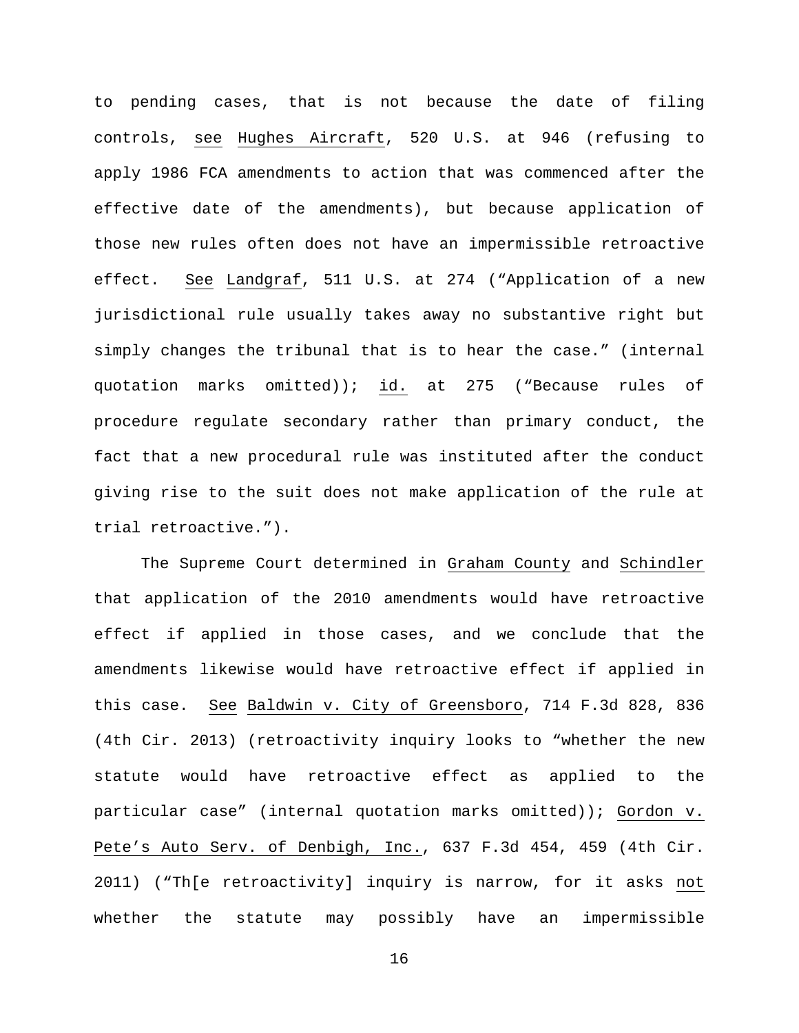to pending cases, that is not because the date of filing controls, see Hughes Aircraft, 520 U.S. at 946 (refusing to apply 1986 FCA amendments to action that was commenced after the effective date of the amendments), but because application of those new rules often does not have an impermissible retroactive effect. See Landgraf, 511 U.S. at 274 ("Application of a new jurisdictional rule usually takes away no substantive right but simply changes the tribunal that is to hear the case." (internal quotation marks omitted)); id. at 275 ("Because rules of procedure regulate secondary rather than primary conduct, the fact that a new procedural rule was instituted after the conduct giving rise to the suit does not make application of the rule at trial retroactive.").

The Supreme Court determined in Graham County and Schindler that application of the 2010 amendments would have retroactive effect if applied in those cases, and we conclude that the amendments likewise would have retroactive effect if applied in this case. See Baldwin v. City of Greensboro, 714 F.3d 828, 836 (4th Cir. 2013) (retroactivity inquiry looks to "whether the new statute would have retroactive effect as applied to the particular case" (internal quotation marks omitted)); Gordon v. Pete's Auto Serv. of Denbigh, Inc., 637 F.3d 454, 459 (4th Cir. 2011) ("Th[e retroactivity] inquiry is narrow, for it asks not whether the statute may possibly have an impermissible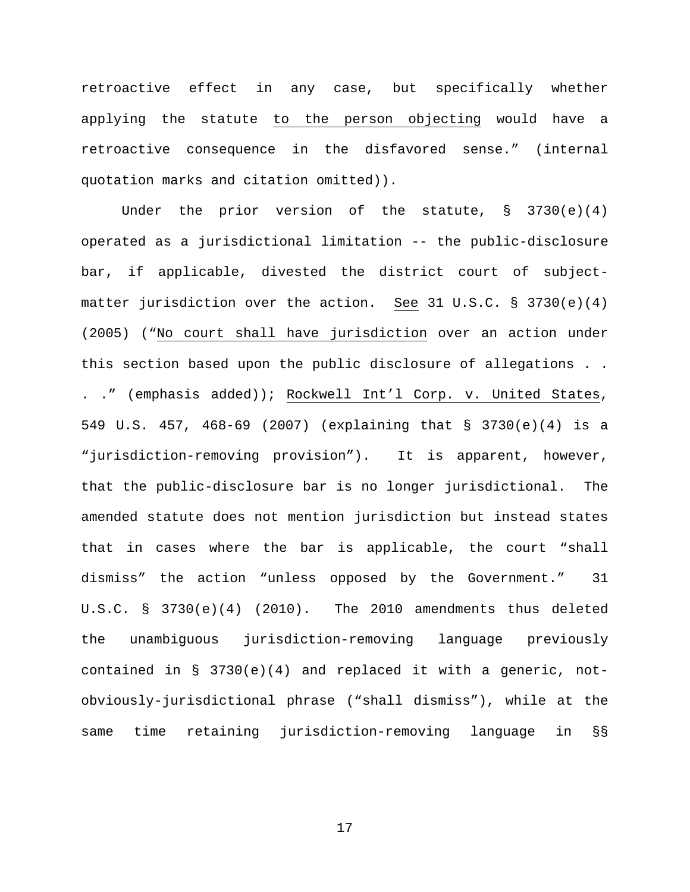retroactive effect in any case, but specifically whether applying the statute <u>to the person objecting</u> would have a retroactive consequence in the disfavored sense." (internal quotation marks and citation omitted)).

Under the prior version of the statute, § 3730(e)(4) operated as a jurisdictional limitation -- the public-disclosure bar, if applicable, divested the district court of subject-matter jurisdiction over the action. <u>See</u> 31 U.S.C. § 3730(e)(4) (2005) ("<u>No court shall have jurisdiction</u> over an action under this section based upon the public disclosure of allegations . . . ." (emphasis added)); <u>Rockwell Int'l Corp. v. United States</u>, 549 U.S. 457, 468-69 (2007) (explaining that § 3730(e)(4) is a "jurisdiction-removing provision"). It is apparent, however, that the public-disclosure bar is no longer jurisdictional. The amended statute does not mention jurisdiction but instead states that in cases where the bar is applicable, the court "shall dismiss" the action "unless opposed by the Government." 31 U.S.C. § 3730(e)(4) (2010). The 2010 amendments thus deleted the unambiguous jurisdiction-removing language previously contained in § 3730(e)(4) and replaced it with a generic, not-obviously-jurisdictional phrase ("shall dismiss"), while at the same time retaining jurisdiction-removing language in §§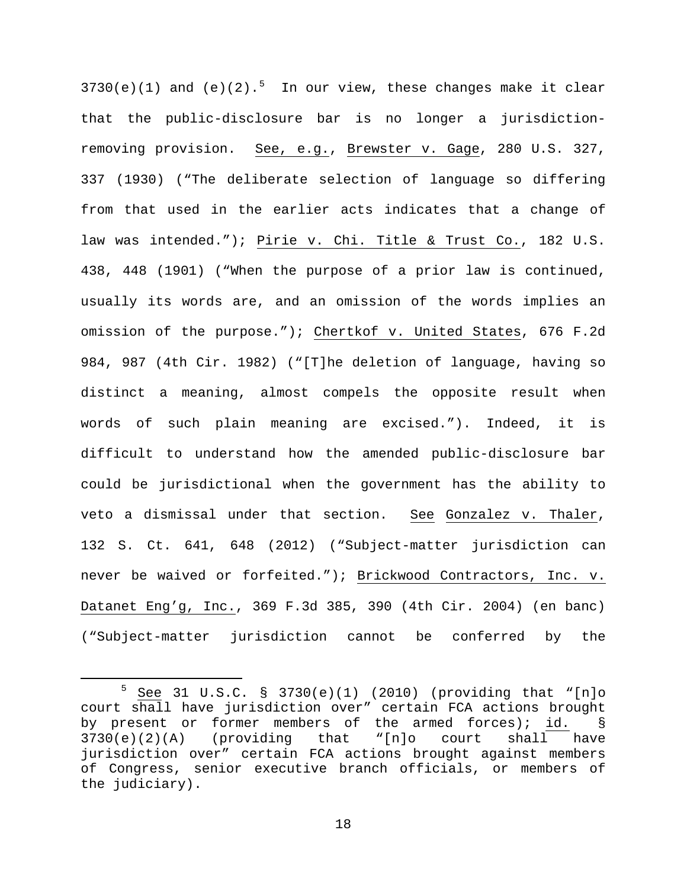3730(e)(1) and (e)(2).[5] In our view, these changes make it clear that the public-disclosure bar is no longer a jurisdiction-removing provision. See, e.g., Brewster v. Gage, 280 U.S. 327, 337 (1930) ("The deliberate selection of language so differing from that used in the earlier acts indicates that a change of law was intended."); Pirie v. Chi. Title & Trust Co., 182 U.S. 438, 448 (1901) ("When the purpose of a prior law is continued, usually its words are, and an omission of the words implies an omission of the purpose."); Chertkof v. United States, 676 F.2d 984, 987 (4th Cir. 1982) ("[T]he deletion of language, having so distinct a meaning, almost compels the opposite result when words of such plain meaning are excised."). Indeed, it is difficult to understand how the amended public-disclosure bar could be jurisdictional when the government has the ability to veto a dismissal under that section. See Gonzalez v. Thaler, 132 S. Ct. 641, 648 (2012) ("Subject-matter jurisdiction can never be waived or forfeited."); Brickwood Contractors, Inc. v. Datanet Eng'g, Inc., 369 F.3d 385, 390 (4th Cir. 2004) (en banc) ("Subject-matter jurisdiction cannot be conferred by the

---

[5] See 31 U.S.C. § 3730(e)(1) (2010) (providing that "[n]o court shall have jurisdiction over" certain FCA actions brought by present or former members of the armed forces); id. § 3730(e)(2)(A) (providing that "[n]o court shall have jurisdiction over" certain FCA actions brought against members of Congress, senior executive branch officials, or members of the judiciary).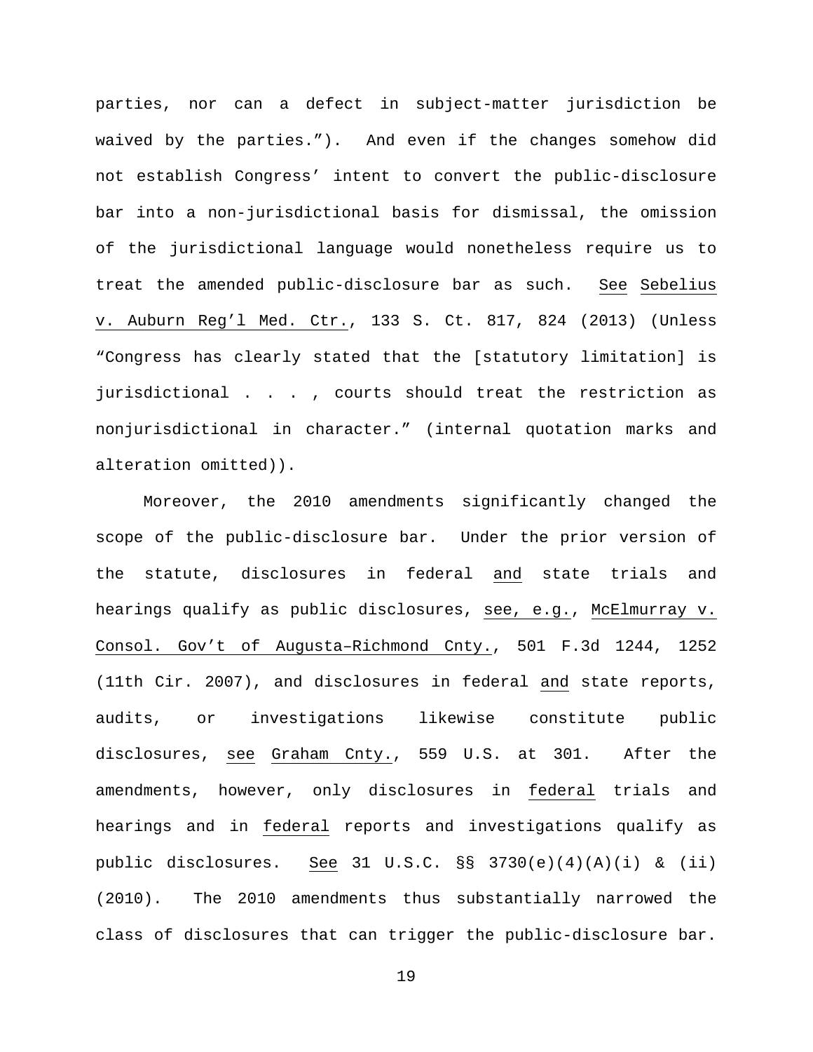parties, nor can a defect in subject-matter jurisdiction be waived by the parties."). And even if the changes somehow did not establish Congress' intent to convert the public-disclosure bar into a non-jurisdictional basis for dismissal, the omission of the jurisdictional language would nonetheless require us to treat the amended public-disclosure bar as such. See Sebelius v. Auburn Reg'l Med. Ctr., 133 S. Ct. 817, 824 (2013) (Unless "Congress has clearly stated that the [statutory limitation] is jurisdictional . . . , courts should treat the restriction as nonjurisdictional in character." (internal quotation marks and alteration omitted)).

Moreover, the 2010 amendments significantly changed the scope of the public-disclosure bar. Under the prior version of the statute, disclosures in federal and state trials and hearings qualify as public disclosures, see, e.g., McElmurray v. Consol. Gov't of Augusta–Richmond Cnty., 501 F.3d 1244, 1252 (11th Cir. 2007), and disclosures in federal and state reports, audits, or investigations likewise constitute public disclosures, see Graham Cnty., 559 U.S. at 301. After the amendments, however, only disclosures in federal trials and hearings and in federal reports and investigations qualify as public disclosures. See 31 U.S.C. §§ 3730(e)(4)(A)(i) & (ii) (2010). The 2010 amendments thus substantially narrowed the class of disclosures that can trigger the public-disclosure bar.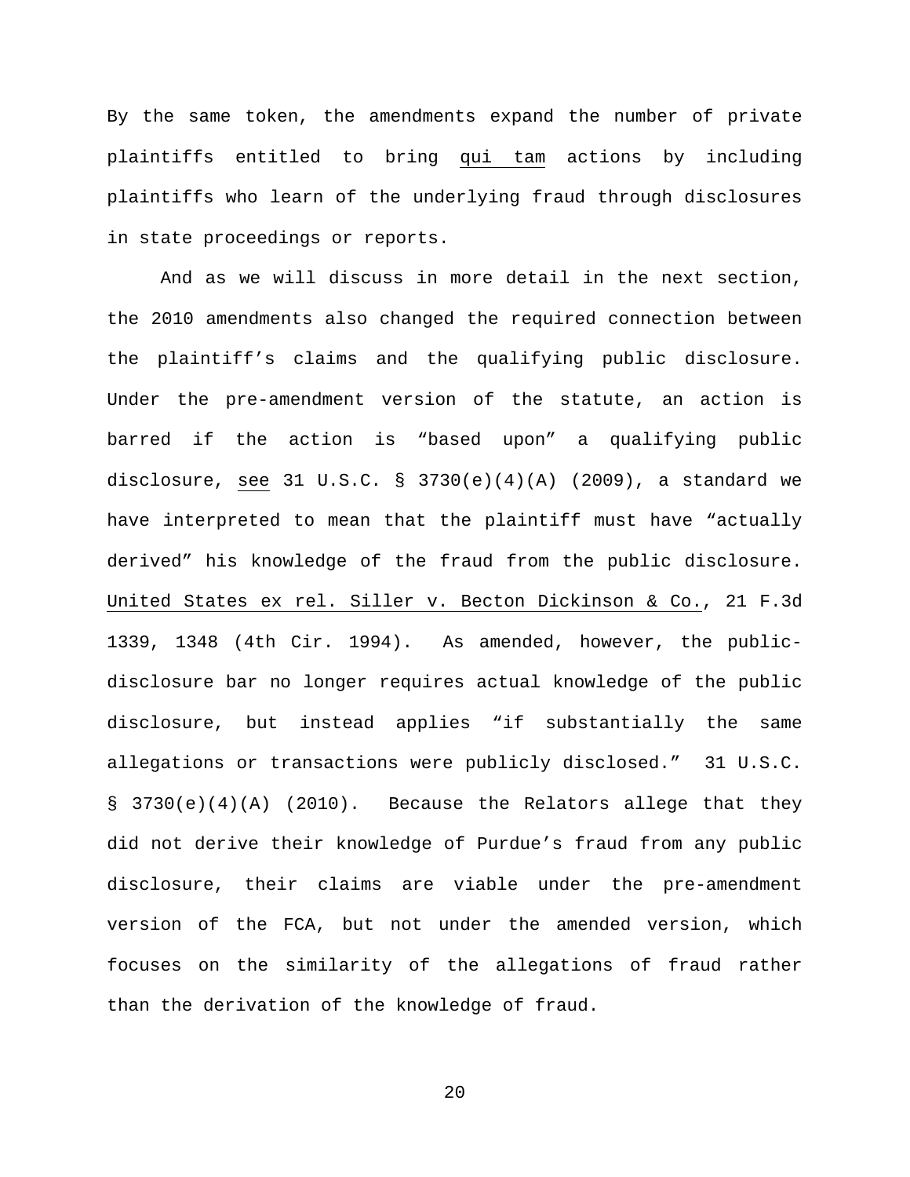By the same token, the amendments expand the number of private plaintiffs entitled to bring qui tam actions by including plaintiffs who learn of the underlying fraud through disclosures in state proceedings or reports.

And as we will discuss in more detail in the next section, the 2010 amendments also changed the required connection between the plaintiff's claims and the qualifying public disclosure. Under the pre-amendment version of the statute, an action is barred if the action is "based upon" a qualifying public disclosure, see 31 U.S.C. § 3730(e)(4)(A) (2009), a standard we have interpreted to mean that the plaintiff must have "actually derived" his knowledge of the fraud from the public disclosure. United States ex rel. Siller v. Becton Dickinson & Co., 21 F.3d 1339, 1348 (4th Cir. 1994). As amended, however, the public-disclosure bar no longer requires actual knowledge of the public disclosure, but instead applies "if substantially the same allegations or transactions were publicly disclosed." 31 U.S.C. § 3730(e)(4)(A) (2010). Because the Relators allege that they did not derive their knowledge of Purdue's fraud from any public disclosure, their claims are viable under the pre-amendment version of the FCA, but not under the amended version, which focuses on the similarity of the allegations of fraud rather than the derivation of the knowledge of fraud.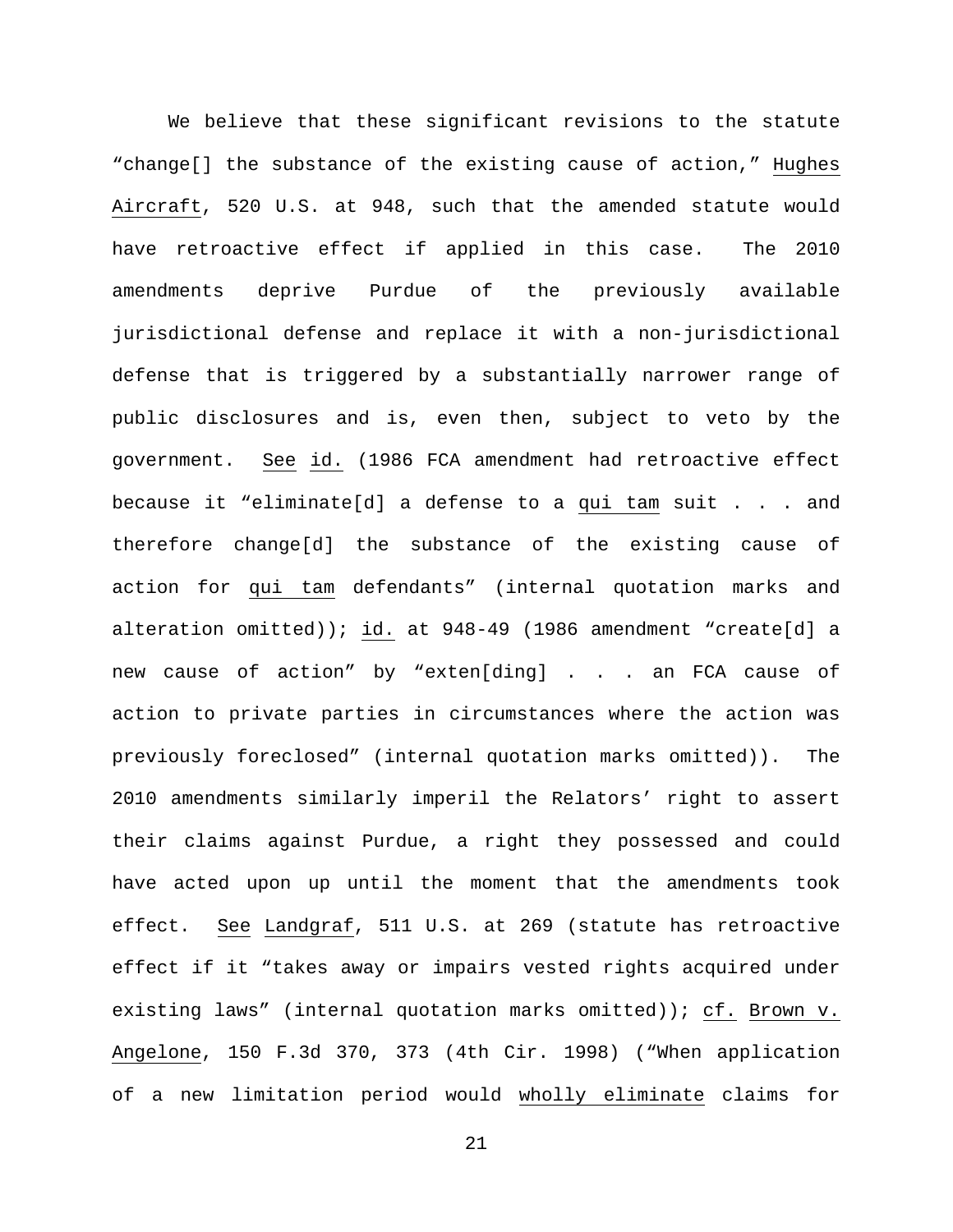We believe that these significant revisions to the statute "change[] the substance of the existing cause of action," Hughes Aircraft, 520 U.S. at 948, such that the amended statute would have retroactive effect if applied in this case. The 2010 amendments deprive Purdue of the previously available jurisdictional defense and replace it with a non-jurisdictional defense that is triggered by a substantially narrower range of public disclosures and is, even then, subject to veto by the government. See id. (1986 FCA amendment had retroactive effect because it "eliminate[d] a defense to a qui tam suit . . . and therefore change[d] the substance of the existing cause of action for qui tam defendants" (internal quotation marks and alteration omitted)); id. at 948-49 (1986 amendment "create[d] a new cause of action" by "exten[ding] . . . an FCA cause of action to private parties in circumstances where the action was previously foreclosed" (internal quotation marks omitted)). The 2010 amendments similarly imperil the Relators' right to assert their claims against Purdue, a right they possessed and could have acted upon up until the moment that the amendments took effect. See Landgraf, 511 U.S. at 269 (statute has retroactive effect if it "takes away or impairs vested rights acquired under existing laws" (internal quotation marks omitted)); cf. Brown v. Angelone, 150 F.3d 370, 373 (4th Cir. 1998) ("When application of a new limitation period would wholly eliminate claims for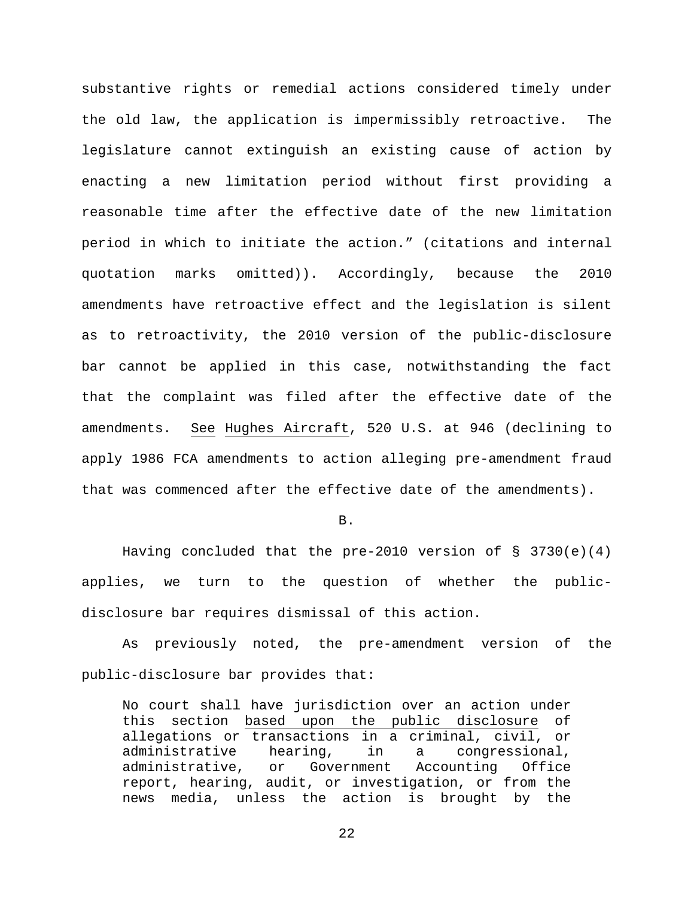substantive rights or remedial actions considered timely under the old law, the application is impermissibly retroactive. The legislature cannot extinguish an existing cause of action by enacting a new limitation period without first providing a reasonable time after the effective date of the new limitation period in which to initiate the action." (citations and internal quotation marks omitted)). Accordingly, because the 2010 amendments have retroactive effect and the legislation is silent as to retroactivity, the 2010 version of the public-disclosure bar cannot be applied in this case, notwithstanding the fact that the complaint was filed after the effective date of the amendments. <u>See</u> <u>Hughes Aircraft</u>, 520 U.S. at 946 (declining to apply 1986 FCA amendments to action alleging pre-amendment fraud that was commenced after the effective date of the amendments).

B.

Having concluded that the pre-2010 version of § 3730(e)(4) applies, we turn to the question of whether the public-disclosure bar requires dismissal of this action.

As previously noted, the pre-amendment version of the public-disclosure bar provides that:

> No court shall have jurisdiction over an action under this section <u>based upon the public disclosure</u> of allegations or transactions in a criminal, civil, or administrative hearing, in a congressional, administrative, or Government Accounting Office report, hearing, audit, or investigation, or from the news media, unless the action is brought by the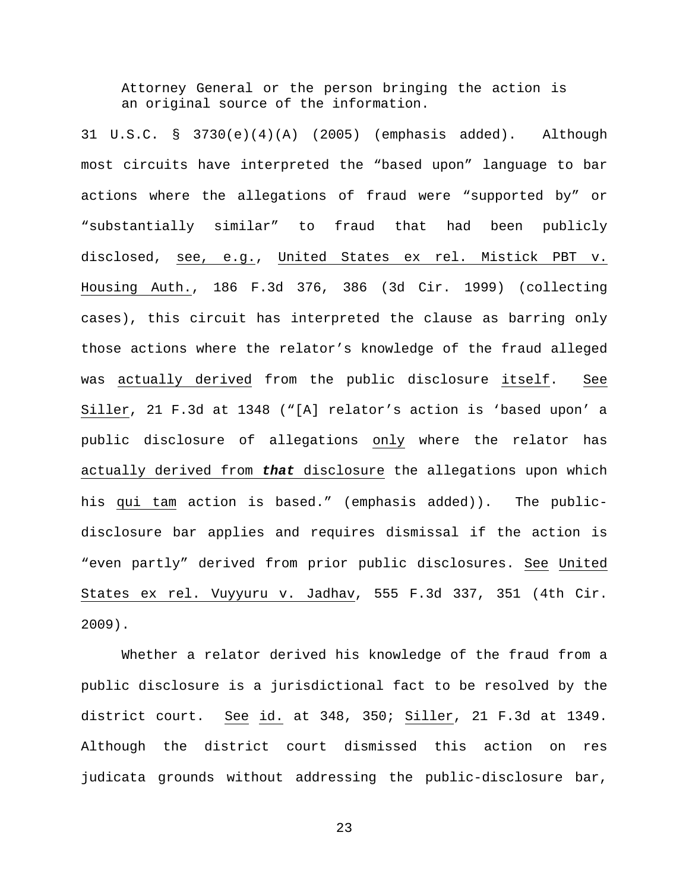> Attorney General or the person bringing the action is an original source of the information.

31 U.S.C. § 3730(e)(4)(A) (2005) (emphasis added). Although most circuits have interpreted the "based upon" language to bar actions where the allegations of fraud were "supported by" or "substantially similar" to fraud that had been publicly disclosed, see, e.g., United States ex rel. Mistick PBT v. Housing Auth., 186 F.3d 376, 386 (3d Cir. 1999) (collecting cases), this circuit has interpreted the clause as barring only those actions where the relator's knowledge of the fraud alleged was actually derived from the public disclosure itself. See Siller, 21 F.3d at 1348 ("[A] relator's action is 'based upon' a public disclosure of allegations only where the relator has actually derived from ***that*** disclosure the allegations upon which his qui tam action is based." (emphasis added)). The public-disclosure bar applies and requires dismissal if the action is "even partly" derived from prior public disclosures. See United States ex rel. Vuyyuru v. Jadhav, 555 F.3d 337, 351 (4th Cir. 2009).

Whether a relator derived his knowledge of the fraud from a public disclosure is a jurisdictional fact to be resolved by the district court. See id. at 348, 350; Siller, 21 F.3d at 1349. Although the district court dismissed this action on res judicata grounds without addressing the public-disclosure bar,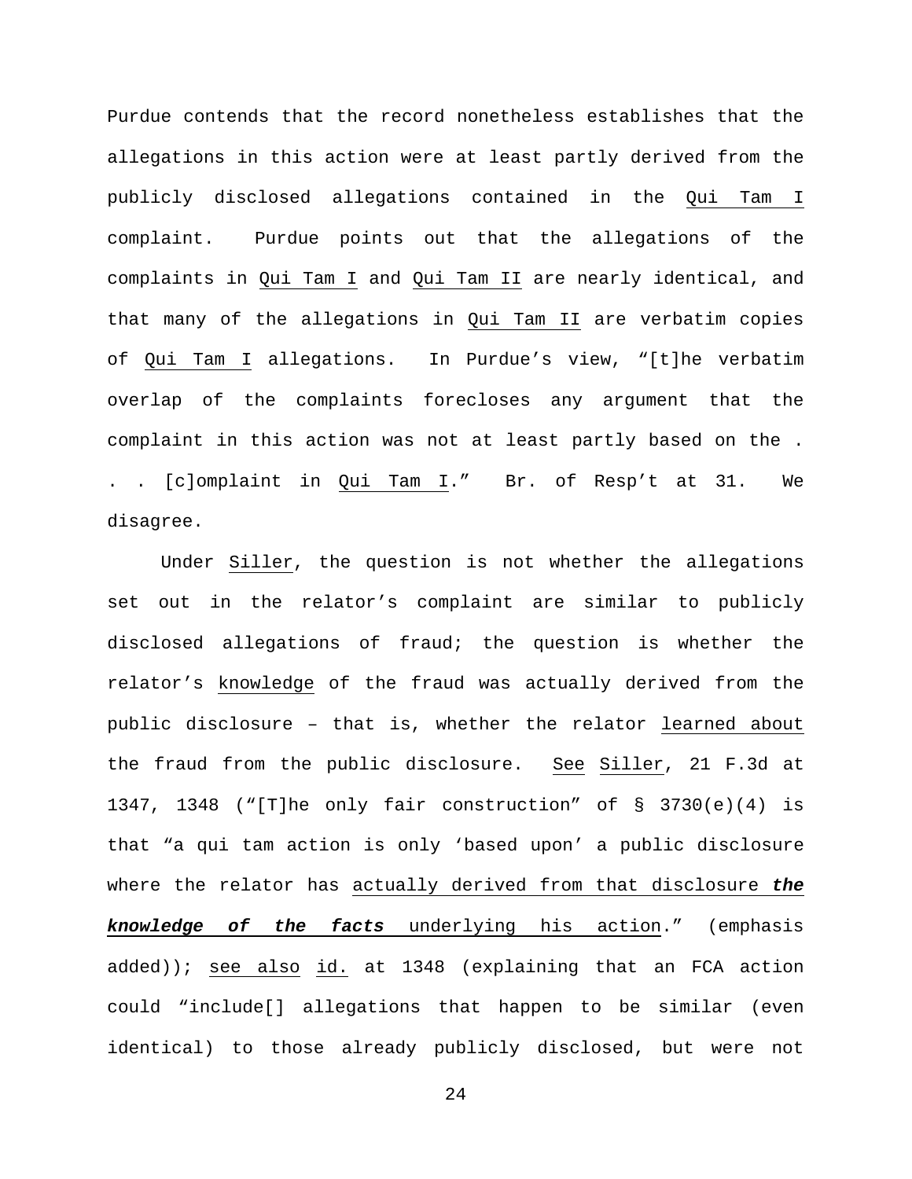Purdue contends that the record nonetheless establishes that the allegations in this action were at least partly derived from the publicly disclosed allegations contained in the Qui Tam I complaint. Purdue points out that the allegations of the complaints in Qui Tam I and Qui Tam II are nearly identical, and that many of the allegations in Qui Tam II are verbatim copies of Qui Tam I allegations. In Purdue's view, "[t]he verbatim overlap of the complaints forecloses any argument that the complaint in this action was not at least partly based on the . . . [c]omplaint in Qui Tam I." Br. of Resp't at 31. We disagree.

Under Siller, the question is not whether the allegations set out in the relator's complaint are similar to publicly disclosed allegations of fraud; the question is whether the relator's knowledge of the fraud was actually derived from the public disclosure – that is, whether the relator learned about the fraud from the public disclosure. See Siller, 21 F.3d at 1347, 1348 ("[T]he only fair construction" of § 3730(e)(4) is that "a qui tam action is only 'based upon' a public disclosure where the relator has actually derived from that disclosure ***the knowledge of the facts*** underlying his action." (emphasis added)); see also id. at 1348 (explaining that an FCA action could "include[] allegations that happen to be similar (even identical) to those already publicly disclosed, but were not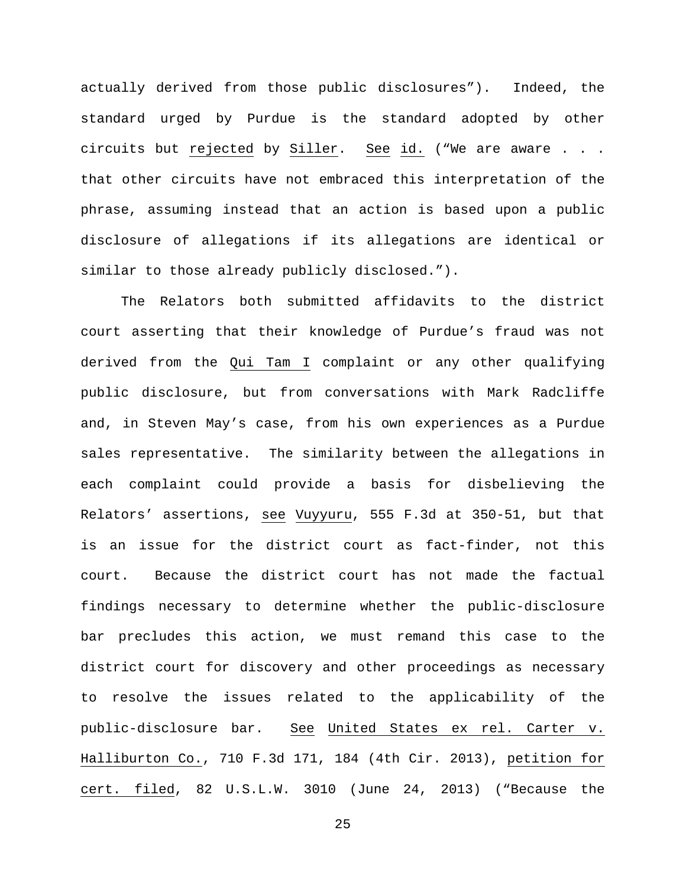actually derived from those public disclosures"). Indeed, the standard urged by Purdue is the standard adopted by other circuits but rejected by Siller. See id. ("We are aware . . . that other circuits have not embraced this interpretation of the phrase, assuming instead that an action is based upon a public disclosure of allegations if its allegations are identical or similar to those already publicly disclosed.").

The Relators both submitted affidavits to the district court asserting that their knowledge of Purdue's fraud was not derived from the Qui Tam I complaint or any other qualifying public disclosure, but from conversations with Mark Radcliffe and, in Steven May's case, from his own experiences as a Purdue sales representative. The similarity between the allegations in each complaint could provide a basis for disbelieving the Relators' assertions, see Vuyyuru, 555 F.3d at 350-51, but that is an issue for the district court as fact-finder, not this court. Because the district court has not made the factual findings necessary to determine whether the public-disclosure bar precludes this action, we must remand this case to the district court for discovery and other proceedings as necessary to resolve the issues related to the applicability of the public-disclosure bar. See United States ex rel. Carter v. Halliburton Co., 710 F.3d 171, 184 (4th Cir. 2013), petition for cert. filed, 82 U.S.L.W. 3010 (June 24, 2013) ("Because the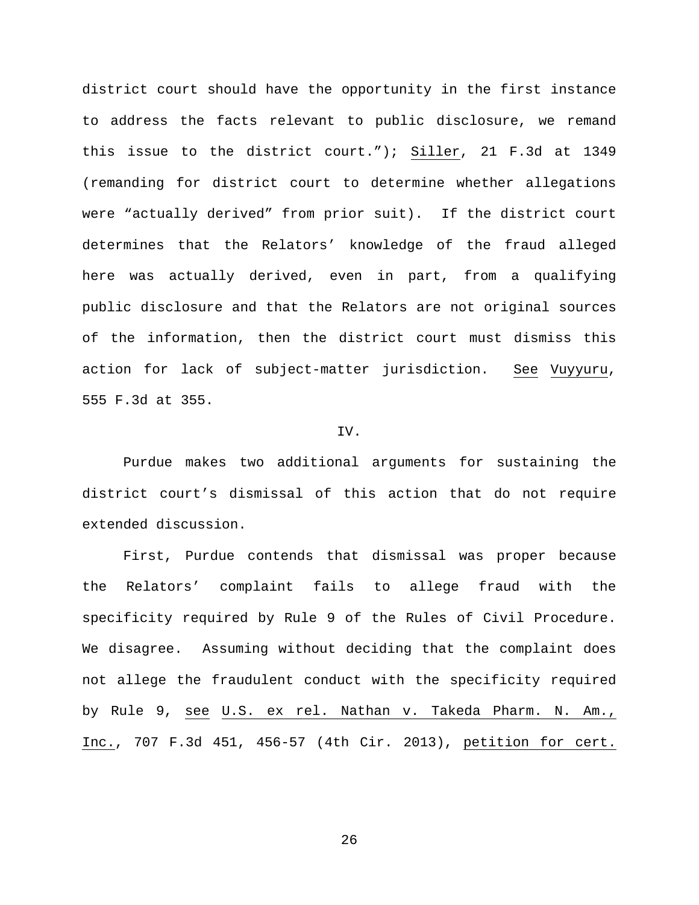district court should have the opportunity in the first instance to address the facts relevant to public disclosure, we remand this issue to the district court."); Siller, 21 F.3d at 1349 (remanding for district court to determine whether allegations were "actually derived" from prior suit). If the district court determines that the Relators' knowledge of the fraud alleged here was actually derived, even in part, from a qualifying public disclosure and that the Relators are not original sources of the information, then the district court must dismiss this action for lack of subject-matter jurisdiction. See Vuyyuru, 555 F.3d at 355.

## IV.

Purdue makes two additional arguments for sustaining the district court's dismissal of this action that do not require extended discussion.

First, Purdue contends that dismissal was proper because the Relators' complaint fails to allege fraud with the specificity required by Rule 9 of the Rules of Civil Procedure. We disagree. Assuming without deciding that the complaint does not allege the fraudulent conduct with the specificity required by Rule 9, see U.S. ex rel. Nathan v. Takeda Pharm. N. Am., Inc., 707 F.3d 451, 456-57 (4th Cir. 2013), petition for cert.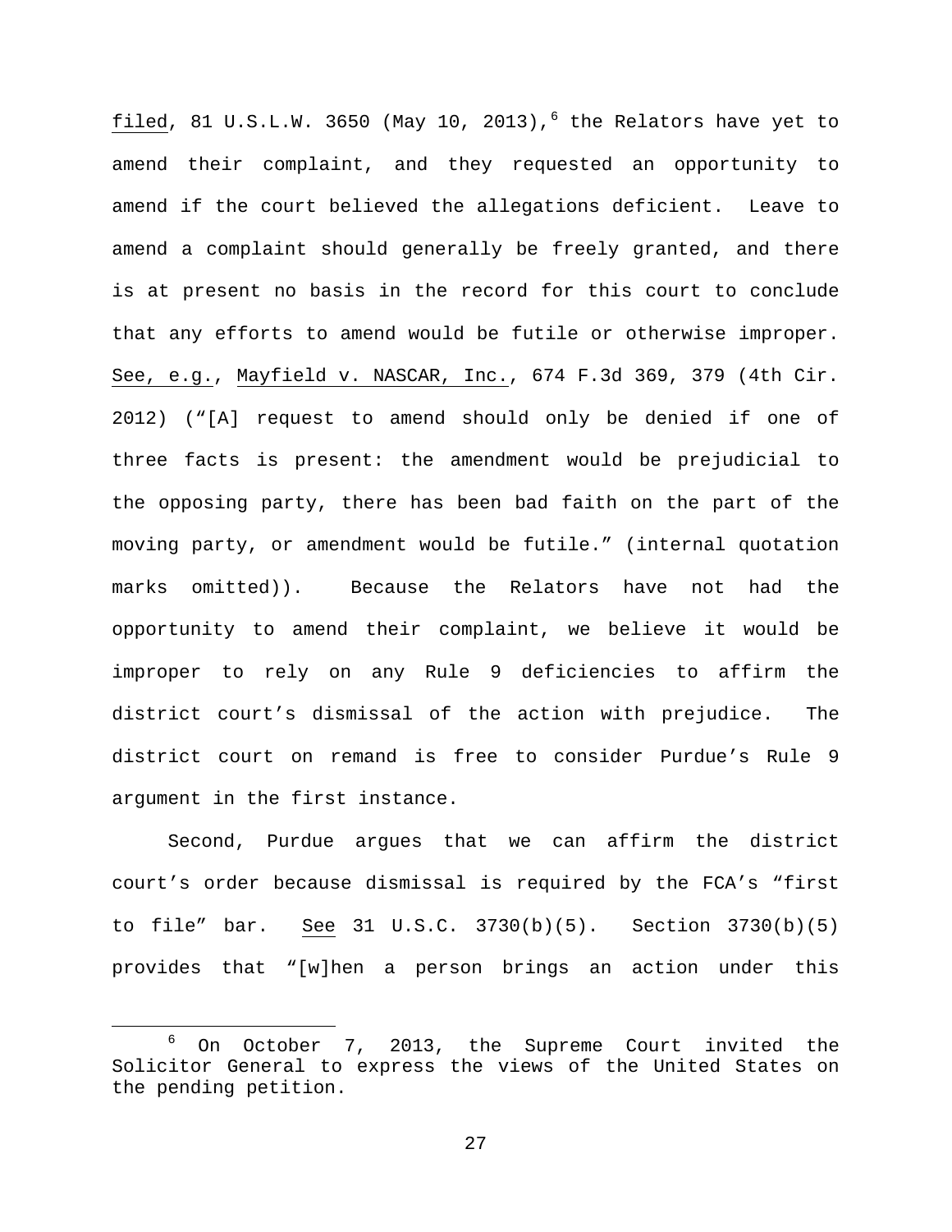filed, 81 U.S.L.W. 3650 (May 10, 2013),[6] the Relators have yet to amend their complaint, and they requested an opportunity to amend if the court believed the allegations deficient. Leave to amend a complaint should generally be freely granted, and there is at present no basis in the record for this court to conclude that any efforts to amend would be futile or otherwise improper. See, e.g., Mayfield v. NASCAR, Inc., 674 F.3d 369, 379 (4th Cir. 2012) ("[A] request to amend should only be denied if one of three facts is present: the amendment would be prejudicial to the opposing party, there has been bad faith on the part of the moving party, or amendment would be futile." (internal quotation marks omitted)). Because the Relators have not had the opportunity to amend their complaint, we believe it would be improper to rely on any Rule 9 deficiencies to affirm the district court's dismissal of the action with prejudice. The district court on remand is free to consider Purdue's Rule 9 argument in the first instance.

Second, Purdue argues that we can affirm the district court's order because dismissal is required by the FCA's "first to file" bar. See 31 U.S.C. 3730(b)(5). Section 3730(b)(5) provides that "[w]hen a person brings an action under this

[6] On October 7, 2013, the Supreme Court invited the Solicitor General to express the views of the United States on the pending petition.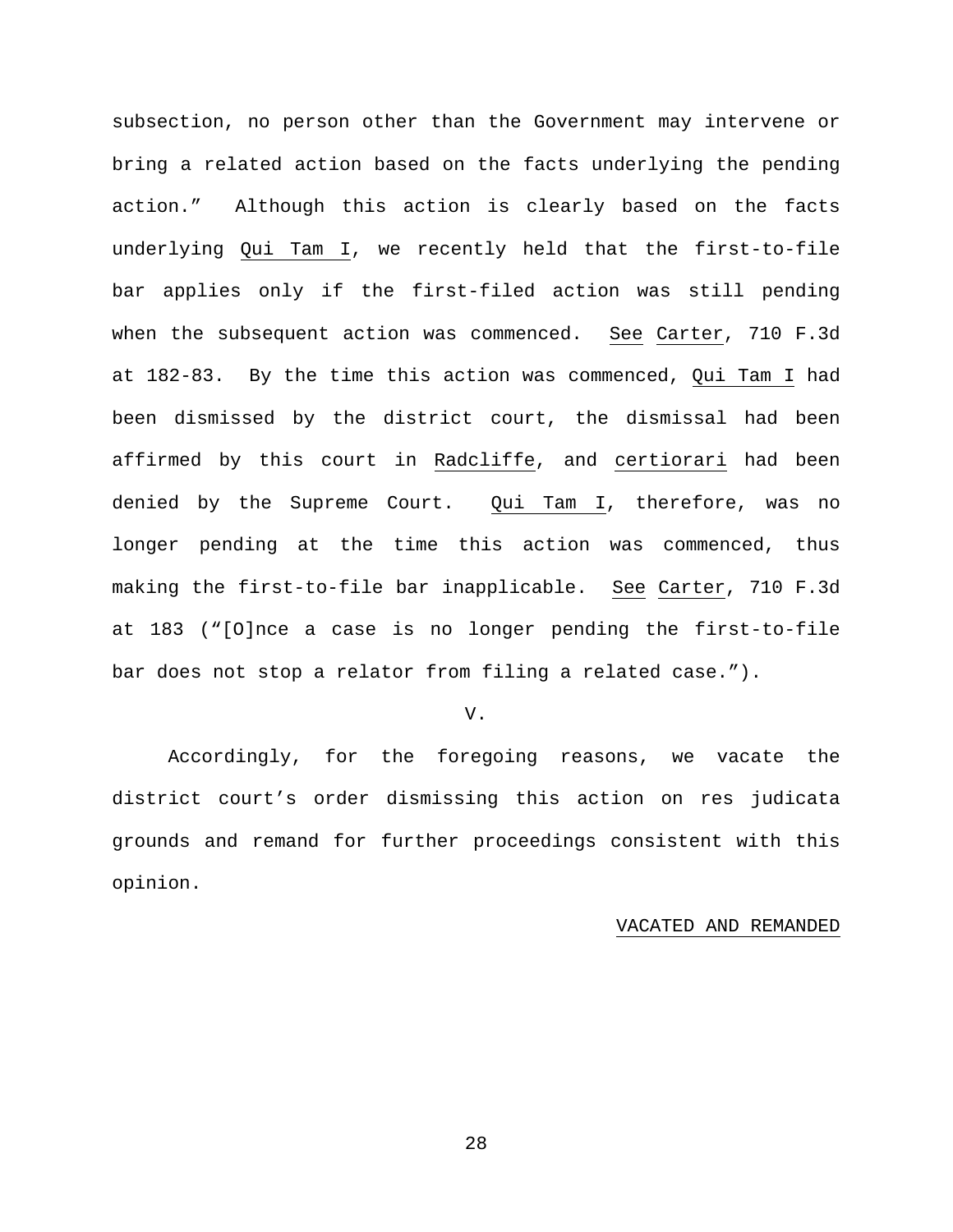subsection, no person other than the Government may intervene or bring a related action based on the facts underlying the pending action." Although this action is clearly based on the facts underlying Qui Tam I, we recently held that the first-to-file bar applies only if the first-filed action was still pending when the subsequent action was commenced. *See Carter*, 710 F.3d at 182-83. By the time this action was commenced, Qui Tam I had been dismissed by the district court, the dismissal had been affirmed by this court in *Radcliffe*, and *certiorari* had been denied by the Supreme Court. Qui Tam I, therefore, was no longer pending at the time this action was commenced, thus making the first-to-file bar inapplicable. *See Carter*, 710 F.3d at 183 ("[O]nce a case is no longer pending the first-to-file bar does not stop a relator from filing a related case.").

V.

Accordingly, for the foregoing reasons, we vacate the district court's order dismissing this action on res judicata grounds and remand for further proceedings consistent with this opinion.

VACATED AND REMANDED